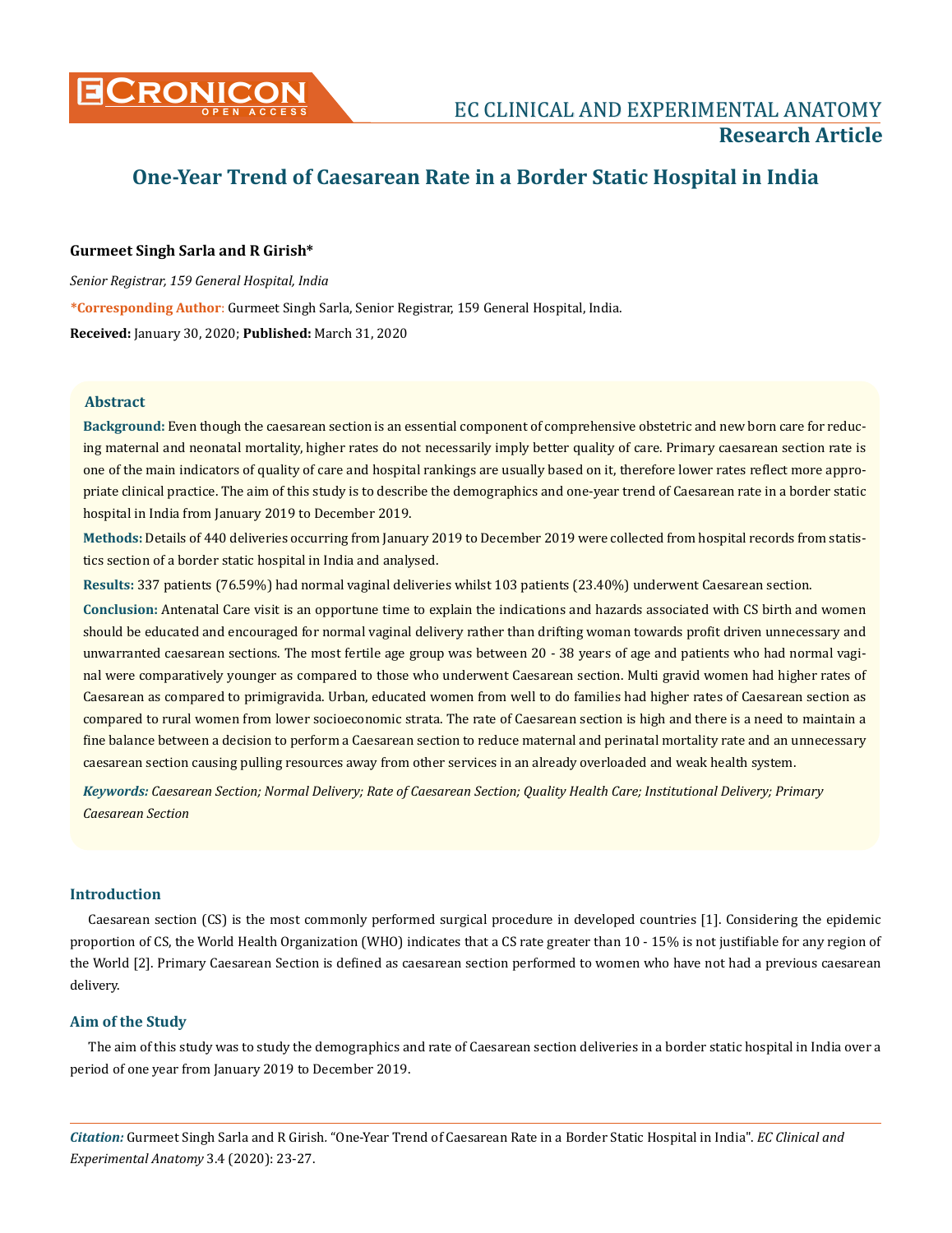# One-Year Trend of Caesarean Rate in a Border Static Hospital in India

**Gurmeet Singh Sarla and R Girish***

*Senior Registrar, 159 General Hospital, India*

***Corresponding Author**: Gurmeet Singh Sarla, Senior Registrar, 159 General Hospital, India.

**Received:** January 30, 2020; **Published:** March 31, 2020

## Abstract

**Background:** Even though the caesarean section is an essential component of comprehensive obstetric and new born care for reducing maternal and neonatal mortality, higher rates do not necessarily imply better quality of care. Primary caesarean section rate is one of the main indicators of quality of care and hospital rankings are usually based on it, therefore lower rates reflect more appropriate clinical practice. The aim of this study is to describe the demographics and one-year trend of Caesarean rate in a border static hospital in India from January 2019 to December 2019.

**Methods:** Details of 440 deliveries occurring from January 2019 to December 2019 were collected from hospital records from statistics section of a border static hospital in India and analysed.

**Results:** 337 patients (76.59%) had normal vaginal deliveries whilst 103 patients (23.40%) underwent Caesarean section.

**Conclusion:** Antenatal Care visit is an opportune time to explain the indications and hazards associated with CS birth and women should be educated and encouraged for normal vaginal delivery rather than drifting woman towards profit driven unnecessary and unwarranted caesarean sections. The most fertile age group was between 20 - 38 years of age and patients who had normal vaginal were comparatively younger as compared to those who underwent Caesarean section. Multi gravid women had higher rates of Caesarean as compared to primigravida. Urban, educated women from well to do families had higher rates of Caesarean section as compared to rural women from lower socioeconomic strata. The rate of Caesarean section is high and there is a need to maintain a fine balance between a decision to perform a Caesarean section to reduce maternal and perinatal mortality rate and an unnecessary caesarean section causing pulling resources away from other services in an already overloaded and weak health system.

***Keywords:*** *Caesarean Section; Normal Delivery; Rate of Caesarean Section; Quality Health Care; Institutional Delivery; Primary Caesarean Section*

## Introduction

Caesarean section (CS) is the most commonly performed surgical procedure in developed countries [1]. Considering the epidemic proportion of CS, the World Health Organization (WHO) indicates that a CS rate greater than 10 - 15% is not justifiable for any region of the World [2]. Primary Caesarean Section is defined as caesarean section performed to women who have not had a previous caesarean delivery.

## Aim of the Study

The aim of this study was to study the demographics and rate of Caesarean section deliveries in a border static hospital in India over a period of one year from January 2019 to December 2019.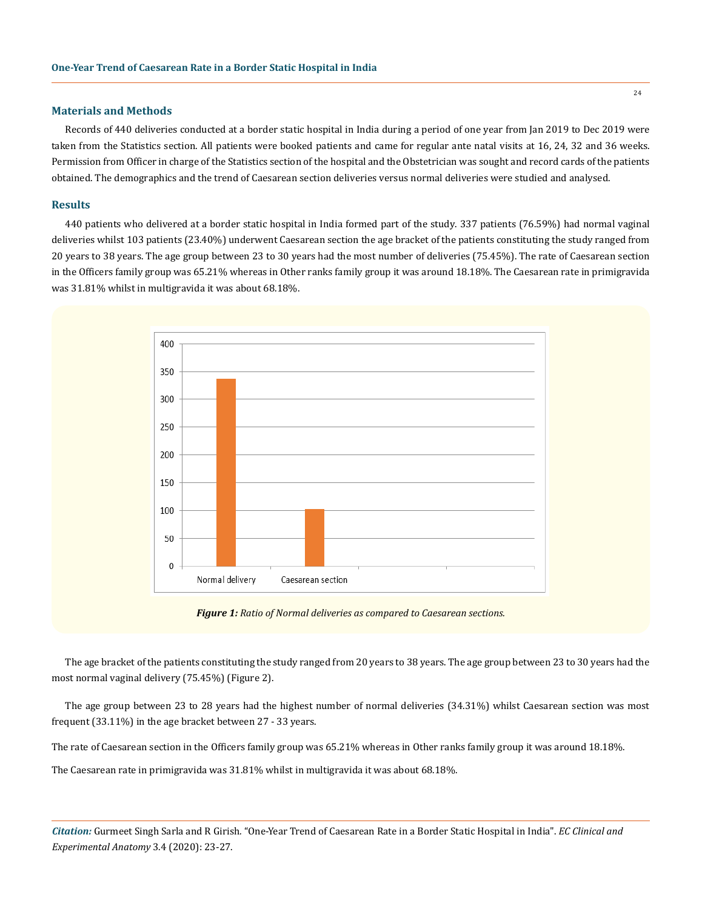## Materials and Methods

Records of 440 deliveries conducted at a border static hospital in India during a period of one year from Jan 2019 to Dec 2019 were taken from the Statistics section. All patients were booked patients and came for regular ante natal visits at 16, 24, 32 and 36 weeks. Permission from Officer in charge of the Statistics section of the hospital and the Obstetrician was sought and record cards of the patients obtained. The demographics and the trend of Caesarean section deliveries versus normal deliveries were studied and analysed.

## Results

440 patients who delivered at a border static hospital in India formed part of the study. 337 patients (76.59%) had normal vaginal deliveries whilst 103 patients (23.40%) underwent Caesarean section the age bracket of the patients constituting the study ranged from 20 years to 38 years. The age group between 23 to 30 years had the most number of deliveries (75.45%). The rate of Caesarean section in the Officers family group was 65.21% whereas in Other ranks family group it was around 18.18%. The Caesarean rate in primigravida was 31.81% whilst in multigravida it was about 68.18%.

***Figure 1:*** *Ratio of Normal deliveries as compared to Caesarean sections.*

The age bracket of the patients constituting the study ranged from 20 years to 38 years. The age group between 23 to 30 years had the most normal vaginal delivery (75.45%) (Figure 2).

The age group between 23 to 28 years had the highest number of normal deliveries (34.31%) whilst Caesarean section was most frequent (33.11%) in the age bracket between 27 - 33 years.

The rate of Caesarean section in the Officers family group was 65.21% whereas in Other ranks family group it was around 18.18%.

The Caesarean rate in primigravida was 31.81% whilst in multigravida it was about 68.18%.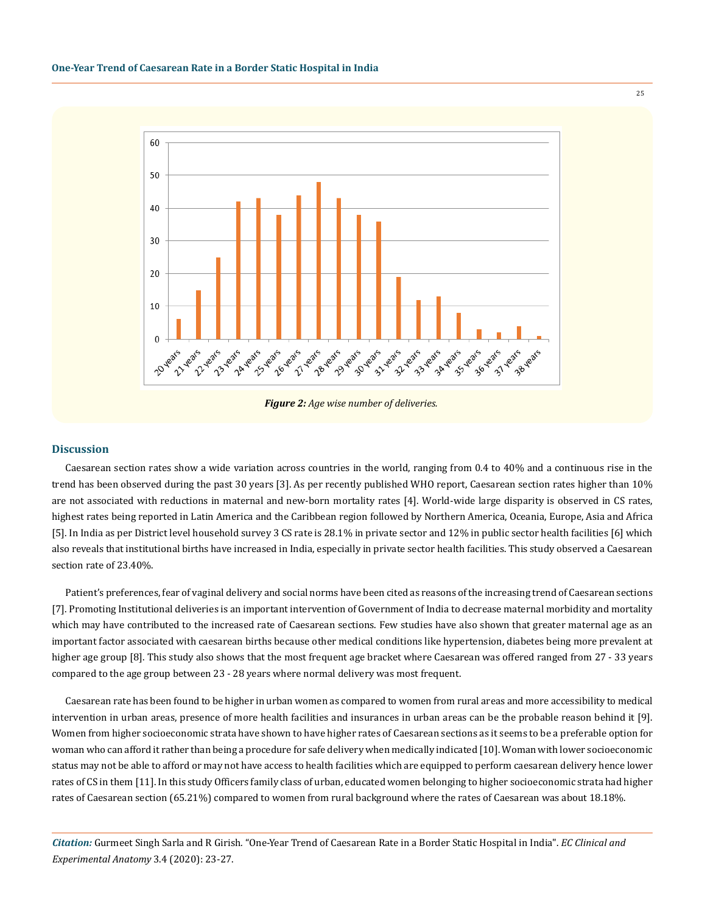Figure 2: *Age wise number of deliveries.*

## Discussion

Caesarean section rates show a wide variation across countries in the world, ranging from 0.4 to 40% and a continuous rise in the trend has been observed during the past 30 years [3]. As per recently published WHO report, Caesarean section rates higher than 10% are not associated with reductions in maternal and new-born mortality rates [4]. World-wide large disparity is observed in CS rates, highest rates being reported in Latin America and the Caribbean region followed by Northern America, Oceania, Europe, Asia and Africa [5]. In India as per District level household survey 3 CS rate is 28.1% in private sector and 12% in public sector health facilities [6] which also reveals that institutional births have increased in India, especially in private sector health facilities. This study observed a Caesarean section rate of 23.40%.

Patient's preferences, fear of vaginal delivery and social norms have been cited as reasons of the increasing trend of Caesarean sections [7]. Promoting Institutional deliveries is an important intervention of Government of India to decrease maternal morbidity and mortality which may have contributed to the increased rate of Caesarean sections. Few studies have also shown that greater maternal age as an important factor associated with caesarean births because other medical conditions like hypertension, diabetes being more prevalent at higher age group [8]. This study also shows that the most frequent age bracket where Caesarean was offered ranged from 27 - 33 years compared to the age group between 23 - 28 years where normal delivery was most frequent.

Caesarean rate has been found to be higher in urban women as compared to women from rural areas and more accessibility to medical intervention in urban areas, presence of more health facilities and insurances in urban areas can be the probable reason behind it [9]. Women from higher socioeconomic strata have shown to have higher rates of Caesarean sections as it seems to be a preferable option for woman who can afford it rather than being a procedure for safe delivery when medically indicated [10]. Woman with lower socioeconomic status may not be able to afford or may not have access to health facilities which are equipped to perform caesarean delivery hence lower rates of CS in them [11]. In this study Officers family class of urban, educated women belonging to higher socioeconomic strata had higher rates of Caesarean section (65.21%) compared to women from rural background where the rates of Caesarean was about 18.18%.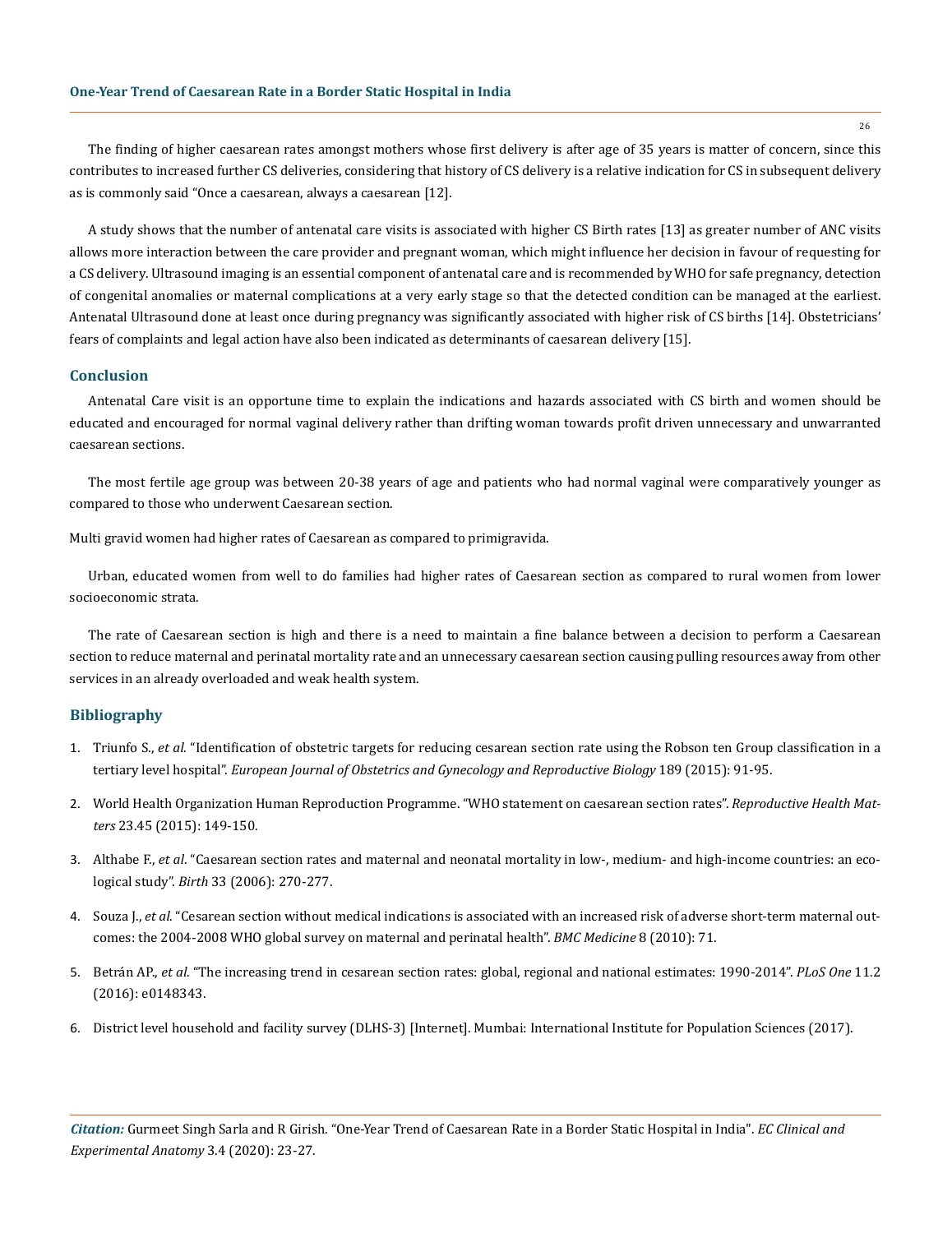The finding of higher caesarean rates amongst mothers whose first delivery is after age of 35 years is matter of concern, since this contributes to increased further CS deliveries, considering that history of CS delivery is a relative indication for CS in subsequent delivery as is commonly said "Once a caesarean, always a caesarean [12].

A study shows that the number of antenatal care visits is associated with higher CS Birth rates [13] as greater number of ANC visits allows more interaction between the care provider and pregnant woman, which might influence her decision in favour of requesting for a CS delivery. Ultrasound imaging is an essential component of antenatal care and is recommended by WHO for safe pregnancy, detection of congenital anomalies or maternal complications at a very early stage so that the detected condition can be managed at the earliest. Antenatal Ultrasound done at least once during pregnancy was significantly associated with higher risk of CS births [14]. Obstetricians' fears of complaints and legal action have also been indicated as determinants of caesarean delivery [15].

## Conclusion

Antenatal Care visit is an opportune time to explain the indications and hazards associated with CS birth and women should be educated and encouraged for normal vaginal delivery rather than drifting woman towards profit driven unnecessary and unwarranted caesarean sections.

The most fertile age group was between 20-38 years of age and patients who had normal vaginal were comparatively younger as compared to those who underwent Caesarean section.

Multi gravid women had higher rates of Caesarean as compared to primigravida.

Urban, educated women from well to do families had higher rates of Caesarean section as compared to rural women from lower socioeconomic strata.

The rate of Caesarean section is high and there is a need to maintain a fine balance between a decision to perform a Caesarean section to reduce maternal and perinatal mortality rate and an unnecessary caesarean section causing pulling resources away from other services in an already overloaded and weak health system.

## Bibliography

1. Triunfo S., *et al.* "Identification of obstetric targets for reducing cesarean section rate using the Robson ten Group classification in a tertiary level hospital". *European Journal of Obstetrics and Gynecology and Reproductive Biology* 189 (2015): 91-95.
2. World Health Organization Human Reproduction Programme. "WHO statement on caesarean section rates". *Reproductive Health Matters* 23.45 (2015): 149-150.
3. Althabe F., *et al*. "Caesarean section rates and maternal and neonatal mortality in low-, medium- and high-income countries: an ecological study". *Birth* 33 (2006): 270-277.
4. Souza J., *et al*. "Cesarean section without medical indications is associated with an increased risk of adverse short-term maternal outcomes: the 2004-2008 WHO global survey on maternal and perinatal health". *BMC Medicine* 8 (2010): 71.
5. Betrán AP., *et al*. "The increasing trend in cesarean section rates: global, regional and national estimates: 1990-2014". *PLoS One* 11.2 (2016): e0148343.
6. District level household and facility survey (DLHS-3) [Internet]. Mumbai: International Institute for Population Sciences (2017).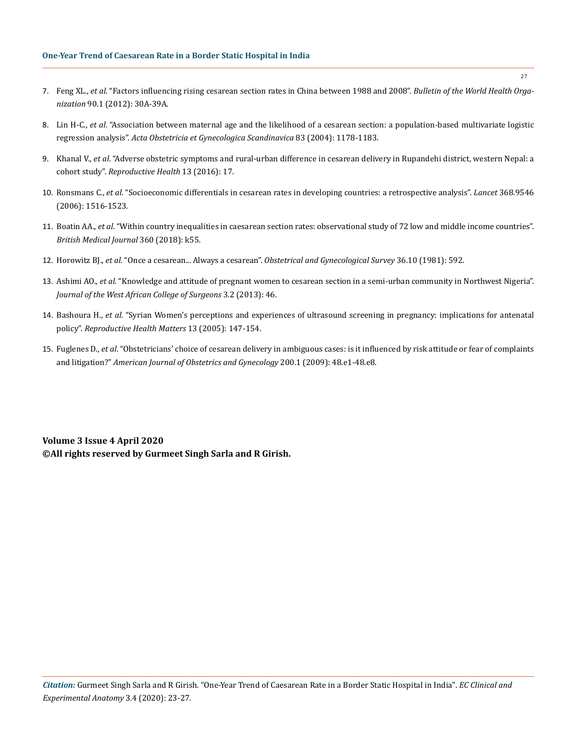7. Feng XL., *et al*. "Factors influencing rising cesarean section rates in China between 1988 and 2008". *Bulletin of the World Health Organization* 90.1 (2012): 30A-39A.

8. Lin H-C., *et al*. "Association between maternal age and the likelihood of a cesarean section: a population-based multivariate logistic regression analysis". *Acta Obstetricia et Gynecologica Scandinavica* 83 (2004): 1178-1183.

9. Khanal V., *et al*. "Adverse obstetric symptoms and rural-urban difference in cesarean delivery in Rupandehi district, western Nepal: a cohort study". *Reproductive Health* 13 (2016): 17.

10. Ronsmans C., *et al*. "Socioeconomic differentials in cesarean rates in developing countries: a retrospective analysis". *Lancet* 368.9546 (2006): 1516-1523.

11. Boatin AA., *et al*. "Within country inequalities in caesarean section rates: observational study of 72 low and middle income countries". *British Medical Journal* 360 (2018): k55.

12. Horowitz BJ., *et al*. "Once a cesarean... Always a cesarean". *Obstetrical and Gynecological Survey* 36.10 (1981): 592.

13. Ashimi AO., *et al*. "Knowledge and attitude of pregnant women to cesarean section in a semi-urban community in Northwest Nigeria". *Journal of the West African College of Surgeons* 3.2 (2013): 46.

14. Bashoura H., *et al*. "Syrian Women's perceptions and experiences of ultrasound screening in pregnancy: implications for antenatal policy". *Reproductive Health Matters* 13 (2005): 147-154.

15. Fuglenes D., *et al*. "Obstetricians' choice of cesarean delivery in ambiguous cases: is it influenced by risk attitude or fear of complaints and litigation?" *American Journal of Obstetrics and Gynecology* 200.1 (2009): 48.e1-48.e8.

**Volume 3 Issue 4 April 2020**
**©All rights reserved by Gurmeet Singh Sarla and R Girish.**